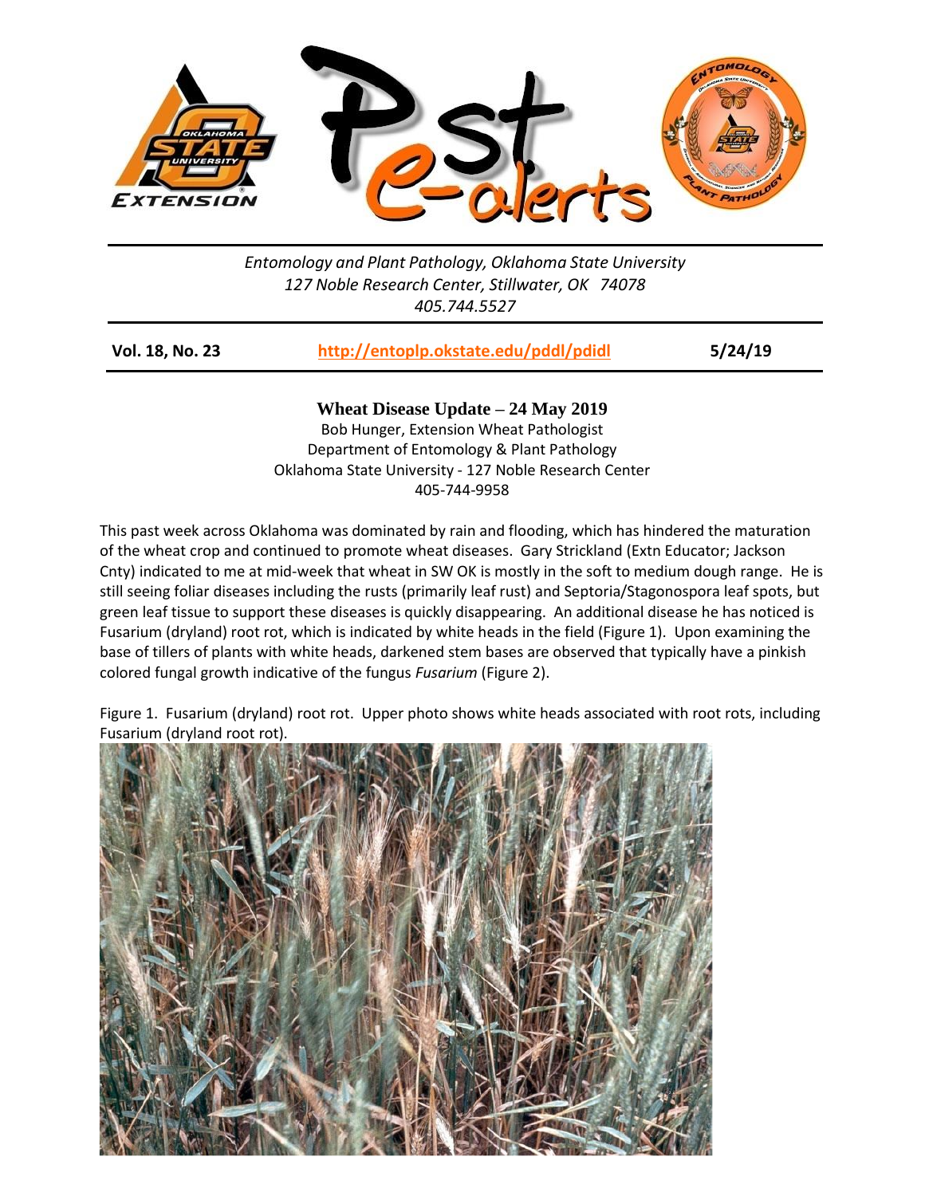Entomology and Plant Pathology, Oklahoma State University
127 Noble Research Center, Stillwater, OK 74078
405.744.5527

**Vol. 18, No. 23** | **http://entoplp.okstate.edu/pddl/pdidl** | **5/24/19**

## Wheat Disease Update – 24 May 2019

Bob Hunger, Extension Wheat Pathologist
Department of Entomology & Plant Pathology
Oklahoma State University - 127 Noble Research Center
405-744-9958

This past week across Oklahoma was dominated by rain and flooding, which has hindered the maturation of the wheat crop and continued to promote wheat diseases. Gary Strickland (Extn Educator; Jackson Cnty) indicated to me at mid-week that wheat in SW OK is mostly in the soft to medium dough range. He is still seeing foliar diseases including the rusts (primarily leaf rust) and Septoria/Stagonospora leaf spots, but green leaf tissue to support these diseases is quickly disappearing. An additional disease he has noticed is Fusarium (dryland) root rot, which is indicated by white heads in the field (Figure 1). Upon examining the base of tillers of plants with white heads, darkened stem bases are observed that typically have a pinkish colored fungal growth indicative of the fungus *Fusarium* (Figure 2).

Figure 1. Fusarium (dryland) root rot. Upper photo shows white heads associated with root rots, including Fusarium (dryland root rot).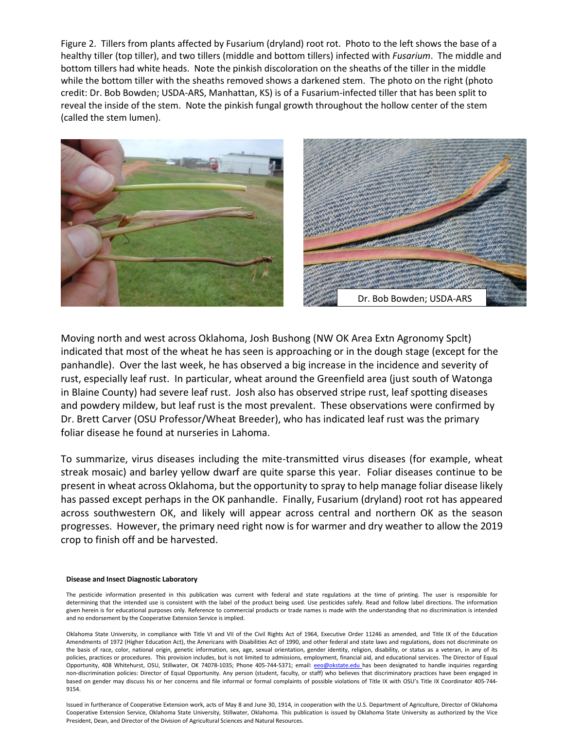Figure 2. Tillers from plants affected by Fusarium (dryland) root rot. Photo to the left shows the base of a healthy tiller (top tiller), and two tillers (middle and bottom tillers) infected with *Fusarium*. The middle and bottom tillers had white heads. Note the pinkish discoloration on the sheaths of the tiller in the middle while the bottom tiller with the sheaths removed shows a darkened stem. The photo on the right (photo credit: Dr. Bob Bowden; USDA-ARS, Manhattan, KS) is of a Fusarium-infected tiller that has been split to reveal the inside of the stem. Note the pinkish fungal growth throughout the hollow center of the stem (called the stem lumen).

Dr. Bob Bowden; USDA-ARS

Moving north and west across Oklahoma, Josh Bushong (NW OK Area Extn Agronomy Spclt) indicated that most of the wheat he has seen is approaching or in the dough stage (except for the panhandle). Over the last week, he has observed a big increase in the incidence and severity of rust, especially leaf rust. In particular, wheat around the Greenfield area (just south of Watonga in Blaine County) had severe leaf rust. Josh also has observed stripe rust, leaf spotting diseases and powdery mildew, but leaf rust is the most prevalent. These observations were confirmed by Dr. Brett Carver (OSU Professor/Wheat Breeder), who has indicated leaf rust was the primary foliar disease he found at nurseries in Lahoma.

To summarize, virus diseases including the mite-transmitted virus diseases (for example, wheat streak mosaic) and barley yellow dwarf are quite sparse this year. Foliar diseases continue to be present in wheat across Oklahoma, but the opportunity to spray to help manage foliar disease likely has passed except perhaps in the OK panhandle. Finally, Fusarium (dryland) root rot has appeared across southwestern OK, and likely will appear across central and northern OK as the season progresses. However, the primary need right now is for warmer and dry weather to allow the 2019 crop to finish off and be harvested.

**Disease and Insect Diagnostic Laboratory**

The pesticide information presented in this publication was current with federal and state regulations at the time of printing. The user is responsible for determining that the intended use is consistent with the label of the product being used. Use pesticides safely. Read and follow label directions. The information given herein is for educational purposes only. Reference to commercial products or trade names is made with the understanding that no discrimination is intended and no endorsement by the Cooperative Extension Service is implied.

Oklahoma State University, in compliance with Title VI and VII of the Civil Rights Act of 1964, Executive Order 11246 as amended, and Title IX of the Education Amendments of 1972 (Higher Education Act), the Americans with Disabilities Act of 1990, and other federal and state laws and regulations, does not discriminate on the basis of race, color, national origin, genetic information, sex, age, sexual orientation, gender identity, religion, disability, or status as a veteran, in any of its policies, practices or procedures. This provision includes, but is not limited to admissions, employment, financial aid, and educational services. The Director of Equal Opportunity, 408 Whitehurst, OSU, Stillwater, OK 74078-1035; Phone 405-744-5371; email: eeo@okstate.edu has been designated to handle inquiries regarding non-discrimination policies: Director of Equal Opportunity. Any person (student, faculty, or staff) who believes that discriminatory practices have been engaged in based on gender may discuss his or her concerns and file informal or formal complaints of possible violations of Title IX with OSU's Title IX Coordinator 405-744-9154.

Issued in furtherance of Cooperative Extension work, acts of May 8 and June 30, 1914, in cooperation with the U.S. Department of Agriculture, Director of Oklahoma Cooperative Extension Service, Oklahoma State University, Stillwater, Oklahoma. This publication is issued by Oklahoma State University as authorized by the Vice President, Dean, and Director of the Division of Agricultural Sciences and Natural Resources.